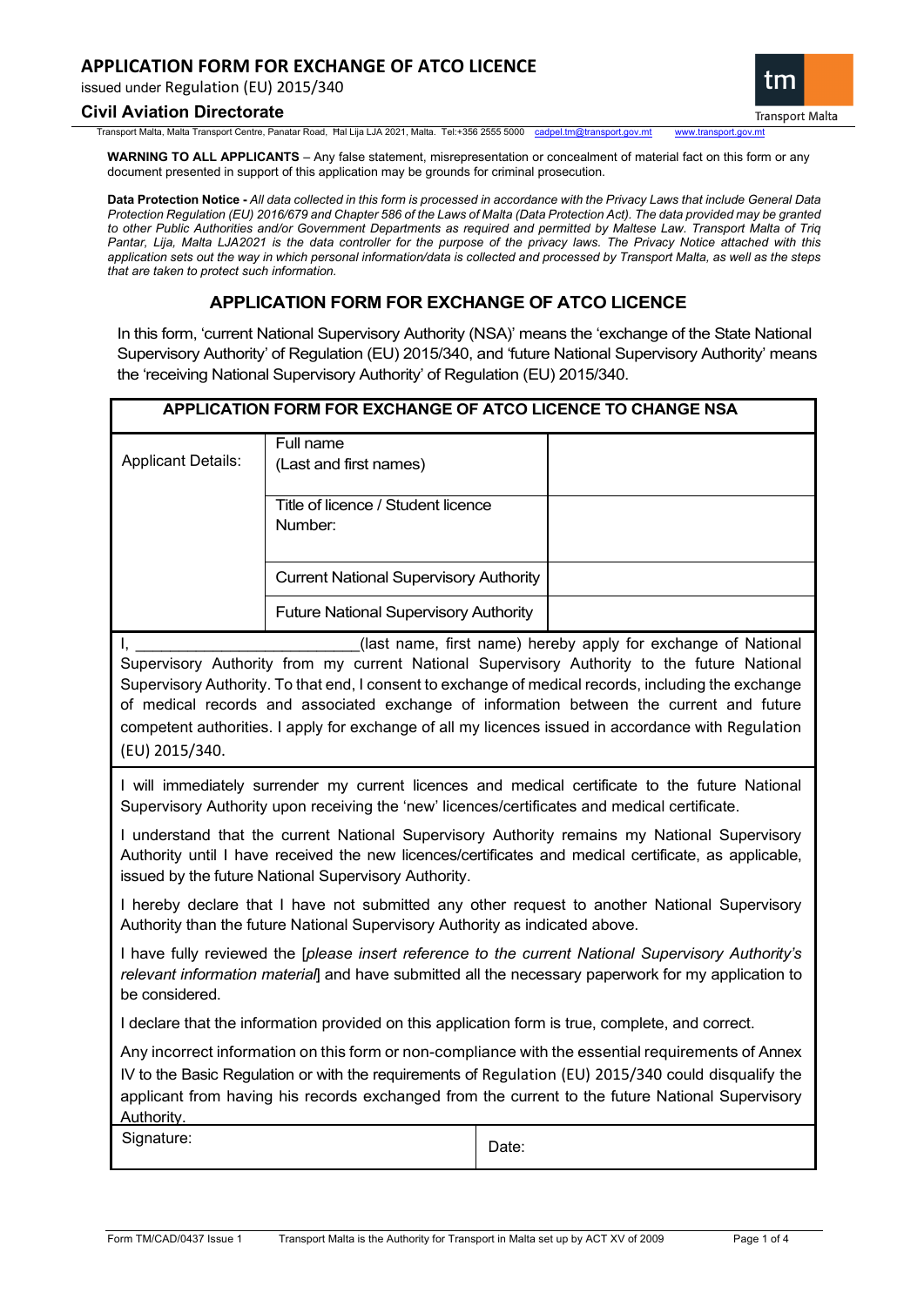# APPLICATION FORM FOR EXCHANGE OF ATCO LICENCE

issued under Regulation (EU) 2015/340

**Civil Aviation Directorate**

Transport Malta, Malta Transport Centre, Panatar Road, Ħal Lija LJA 2021, Malta. Tel:+356 2555 5000 cadpel.tm@transport.gov.mt www.transport.gov.mt

**WARNING TO ALL APPLICANTS** – Any false statement, misrepresentation or concealment of material fact on this form or any document presented in support of this application may be grounds for criminal prosecution.

**Data Protection Notice -** *All data collected in this form is processed in accordance with the Privacy Laws that include General Data Protection Regulation (EU) 2016/679 and Chapter 586 of the Laws of Malta (Data Protection Act). The data provided may be granted to other Public Authorities and/or Government Departments as required and permitted by Maltese Law. Transport Malta of Triq Pantar, Lija, Malta LJA2021 is the data controller for the purpose of the privacy laws. The Privacy Notice attached with this application sets out the way in which personal information/data is collected and processed by Transport Malta, as well as the steps that are taken to protect such information.*

## APPLICATION FORM FOR EXCHANGE OF ATCO LICENCE

In this form, 'current National Supervisory Authority (NSA)' means the 'exchange of the State National Supervisory Authority' of Regulation (EU) 2015/340, and 'future National Supervisory Authority' means the 'receiving National Supervisory Authority' of Regulation (EU) 2015/340.

**APPLICATION FORM FOR EXCHANGE OF ATCO LICENCE TO CHANGE NSA**

| Applicant Details: | | |
|---|---|---|
| | Full name (Last and first names) | |
| | Title of licence / Student licence Number: | |
| | Current National Supervisory Authority | |
| | Future National Supervisory Authority | |

I, ___________________________(last name, first name) hereby apply for exchange of National Supervisory Authority from my current National Supervisory Authority to the future National Supervisory Authority. To that end, I consent to exchange of medical records, including the exchange of medical records and associated exchange of information between the current and future competent authorities. I apply for exchange of all my licences issued in accordance with Regulation (EU) 2015/340.

I will immediately surrender my current licences and medical certificate to the future National Supervisory Authority upon receiving the 'new' licences/certificates and medical certificate.

I understand that the current National Supervisory Authority remains my National Supervisory Authority until I have received the new licences/certificates and medical certificate, as applicable, issued by the future National Supervisory Authority.

I hereby declare that I have not submitted any other request to another National Supervisory Authority than the future National Supervisory Authority as indicated above.

I have fully reviewed the [*please insert reference to the current National Supervisory Authority's relevant information material*] and have submitted all the necessary paperwork for my application to be considered.

I declare that the information provided on this application form is true, complete, and correct.

Any incorrect information on this form or non-compliance with the essential requirements of Annex IV to the Basic Regulation or with the requirements of Regulation (EU) 2015/340 could disqualify the applicant from having his records exchanged from the current to the future National Supervisory Authority.

| Signature: | Date: |
|---|---|

Form TM/CAD/0437 Issue 1 Transport Malta is the Authority for Transport in Malta set up by ACT XV of 2009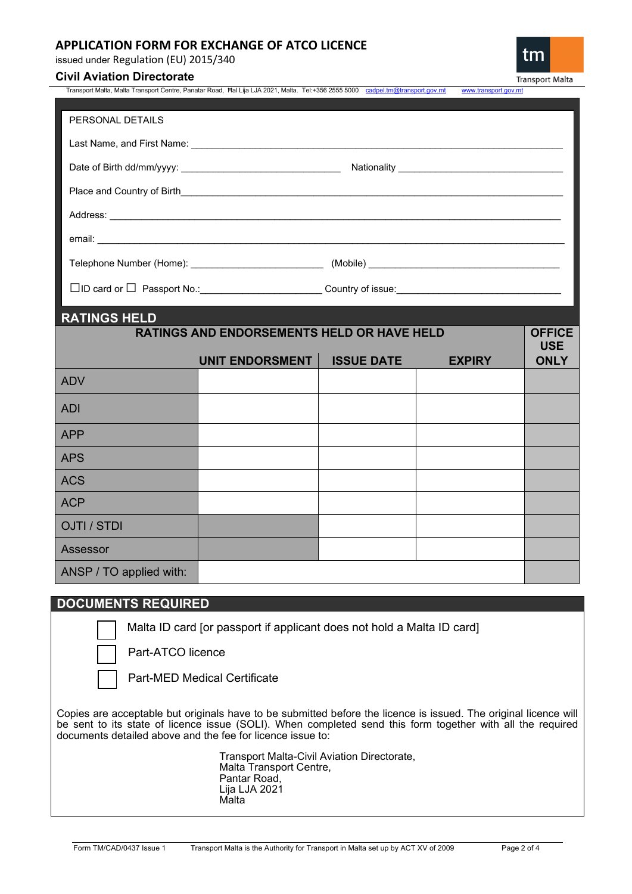# APPLICATION FORM FOR EXCHANGE OF ATCO LICENCE

issued under Regulation (EU) 2015/340

**Civil Aviation Directorate**

Transport Malta, Malta Transport Centre, Panatar Road, Ħal Lija LJA 2021, Malta. Tel:+356 2555 5000 cadpel.tm@transport.gov.mt www.transport.gov.mt

## PERSONAL DETAILS

Last Name, and First Name: ______________________________

Date of Birth dd/mm/yyyy: ______________________________ Nationality ______________________________

Place and Country of Birth______________________________

Address: ______________________________

email: ______________________________

Telephone Number (Home): ______________________________ (Mobile) ______________________________

☐ID card or ☐ Passport No.:______________________ Country of issue:______________________________

## RATINGS HELD

| RATINGS AND ENDORSEMENTS HELD OR HAVE HELD | | | | OFFICE USE ONLY |
|---|---|---|---|---|
| | UNIT ENDORSMENT | ISSUE DATE | EXPIRY | |
| ADV | | | | |
| ADI | | | | |
| APP | | | | |
| APS | | | | |
| ACS | | | | |
| ACP | | | | |
| OJTI / STDI | | | | |
| Assessor | | | | |
| ANSP / TO applied with: | | | | |

## DOCUMENTS REQUIRED

☐ Malta ID card [or passport if applicant does not hold a Malta ID card]

☐ Part-ATCO licence

☐ Part-MED Medical Certificate

Copies are acceptable but originals have to be submitted before the licence is issued. The original licence will be sent to its state of licence issue (SOLI). When completed send this form together with all the required documents detailed above and the fee for licence issue to:

Transport Malta-Civil Aviation Directorate,
Malta Transport Centre,
Pantar Road,
Lija LJA 2021
Malta

Form TM/CAD/0437 Issue 1 Transport Malta is the Authority for Transport in Malta set up by ACT XV of 2009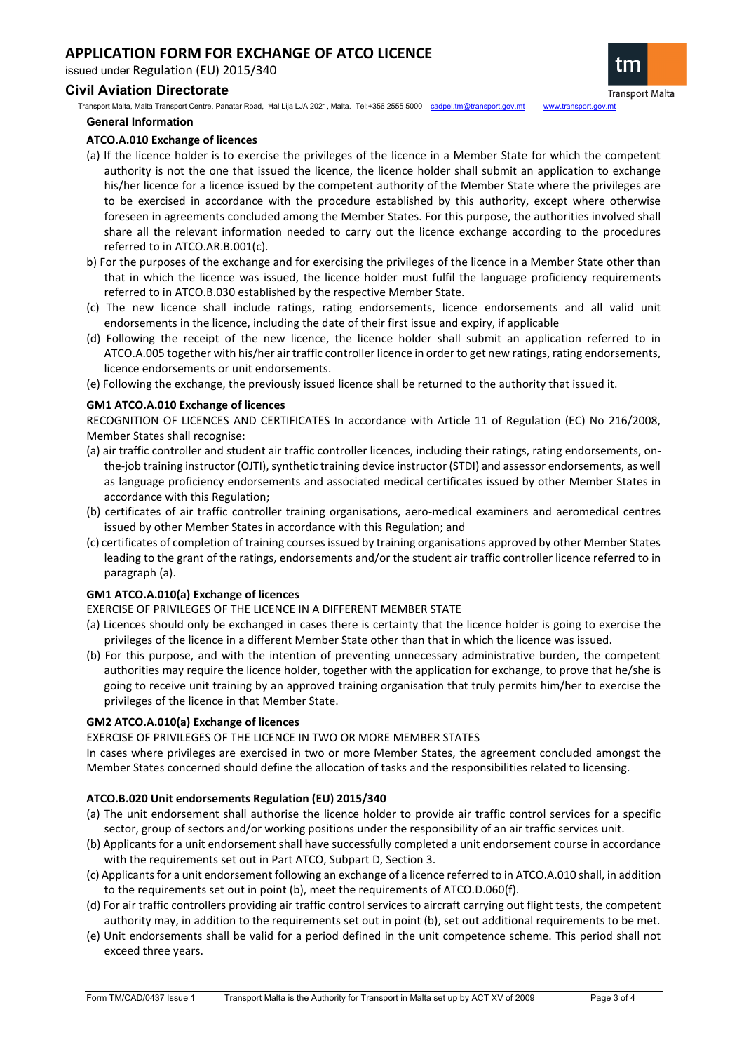#### General Information

#### ATCO.A.010 Exchange of licences

(a) If the licence holder is to exercise the privileges of the licence in a Member State for which the competent authority is not the one that issued the licence, the licence holder shall submit an application to exchange his/her licence for a licence issued by the competent authority of the Member State where the privileges are to be exercised in accordance with the procedure established by this authority, except where otherwise foreseen in agreements concluded among the Member States. For this purpose, the authorities involved shall share all the relevant information needed to carry out the licence exchange according to the procedures referred to in ATCO.AR.B.001(c).

b) For the purposes of the exchange and for exercising the privileges of the licence in a Member State other than that in which the licence was issued, the licence holder must fulfil the language proficiency requirements referred to in ATCO.B.030 established by the respective Member State.

(c) The new licence shall include ratings, rating endorsements, licence endorsements and all valid unit endorsements in the licence, including the date of their first issue and expiry, if applicable

(d) Following the receipt of the new licence, the licence holder shall submit an application referred to in ATCO.A.005 together with his/her air traffic controller licence in order to get new ratings, rating endorsements, licence endorsements or unit endorsements.

(e) Following the exchange, the previously issued licence shall be returned to the authority that issued it.

#### GM1 ATCO.A.010 Exchange of licences

RECOGNITION OF LICENCES AND CERTIFICATES In accordance with Article 11 of Regulation (EC) No 216/2008, Member States shall recognise:

(a) air traffic controller and student air traffic controller licences, including their ratings, rating endorsements, on-the-job training instructor (OJTI), synthetic training device instructor (STDI) and assessor endorsements, as well as language proficiency endorsements and associated medical certificates issued by other Member States in accordance with this Regulation;

(b) certificates of air traffic controller training organisations, aero-medical examiners and aeromedical centres issued by other Member States in accordance with this Regulation; and

(c) certificates of completion of training courses issued by training organisations approved by other Member States leading to the grant of the ratings, endorsements and/or the student air traffic controller licence referred to in paragraph (a).

#### GM1 ATCO.A.010(a) Exchange of licences

EXERCISE OF PRIVILEGES OF THE LICENCE IN A DIFFERENT MEMBER STATE

(a) Licences should only be exchanged in cases there is certainty that the licence holder is going to exercise the privileges of the licence in a different Member State other than that in which the licence was issued.

(b) For this purpose, and with the intention of preventing unnecessary administrative burden, the competent authorities may require the licence holder, together with the application for exchange, to prove that he/she is going to receive unit training by an approved training organisation that truly permits him/her to exercise the privileges of the licence in that Member State.

#### GM2 ATCO.A.010(a) Exchange of licences

EXERCISE OF PRIVILEGES OF THE LICENCE IN TWO OR MORE MEMBER STATES

In cases where privileges are exercised in two or more Member States, the agreement concluded amongst the Member States concerned should define the allocation of tasks and the responsibilities related to licensing.

#### ATCO.B.020 Unit endorsements Regulation (EU) 2015/340

(a) The unit endorsement shall authorise the licence holder to provide air traffic control services for a specific sector, group of sectors and/or working positions under the responsibility of an air traffic services unit.

(b) Applicants for a unit endorsement shall have successfully completed a unit endorsement course in accordance with the requirements set out in Part ATCO, Subpart D, Section 3.

(c) Applicants for a unit endorsement following an exchange of a licence referred to in ATCO.A.010 shall, in addition to the requirements set out in point (b), meet the requirements of ATCO.D.060(f).

(d) For air traffic controllers providing air traffic control services to aircraft carrying out flight tests, the competent authority may, in addition to the requirements set out in point (b), set out additional requirements to be met.

(e) Unit endorsements shall be valid for a period defined in the unit competence scheme. This period shall not exceed three years.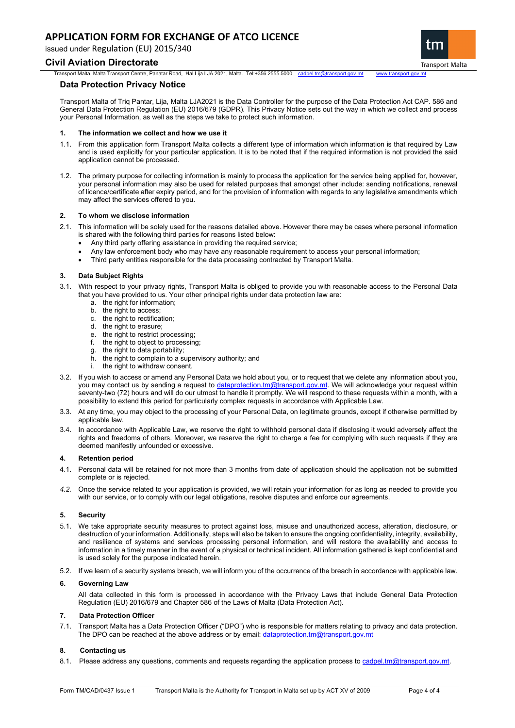## Data Protection Privacy Notice

Transport Malta of Triq Pantar, Lija, Malta LJA2021 is the Data Controller for the purpose of the Data Protection Act CAP. 586 and General Data Protection Regulation (EU) 2016/679 (GDPR). This Privacy Notice sets out the way in which we collect and process your Personal Information, as well as the steps we take to protect such information.

### 1. The information we collect and how we use it

1.1. From this application form Transport Malta collects a different type of information which information is that required by Law and is used explicitly for your particular application. It is to be noted that if the required information is not provided the said application cannot be processed.

1.2. The primary purpose for collecting information is mainly to process the application for the service being applied for, however, your personal information may also be used for related purposes that amongst other include: sending notifications, renewal of licence/certificate after expiry period, and for the provision of information with regards to any legislative amendments which may affect the services offered to you.

### 2. To whom we disclose information

2.1. This information will be solely used for the reasons detailed above. However there may be cases where personal information is shared with the following third parties for reasons listed below:

- Any third party offering assistance in providing the required service;
- Any law enforcement body who may have any reasonable requirement to access your personal information;
- Third party entities responsible for the data processing contracted by Transport Malta.

### 3. Data Subject Rights

3.1. With respect to your privacy rights, Transport Malta is obliged to provide you with reasonable access to the Personal Data that you have provided to us. Your other principal rights under data protection law are:

a. the right for information;
b. the right to access;
c. the right to rectification;
d. the right to erasure;
e. the right to restrict processing;
f. the right to object to processing;
g. the right to data portability;
h. the right to complain to a supervisory authority; and
i. the right to withdraw consent.

3.2. If you wish to access or amend any Personal Data we hold about you, or to request that we delete any information about you, you may contact us by sending a request to dataprotection.tm@transport.gov.mt. We will acknowledge your request within seventy-two (72) hours and will do our utmost to handle it promptly. We will respond to these requests within a month, with a possibility to extend this period for particularly complex requests in accordance with Applicable Law.

3.3. At any time, you may object to the processing of your Personal Data, on legitimate grounds, except if otherwise permitted by applicable law.

3.4. In accordance with Applicable Law, we reserve the right to withhold personal data if disclosing it would adversely affect the rights and freedoms of others. Moreover, we reserve the right to charge a fee for complying with such requests if they are deemed manifestly unfounded or excessive.

### 4. Retention period

4.1. Personal data will be retained for not more than 3 months from date of application should the application not be submitted complete or is rejected.

*4.2.* Once the service related to your application is provided, we will retain your information for as long as needed to provide you with our service, or to comply with our legal obligations, resolve disputes and enforce our agreements.

### 5. Security

5.1. We take appropriate security measures to protect against loss, misuse and unauthorized access, alteration, disclosure, or destruction of your information. Additionally, steps will also be taken to ensure the ongoing confidentiality, integrity, availability, and resilience of systems and services processing personal information, and will restore the availability and access to information in a timely manner in the event of a physical or technical incident. All information gathered is kept confidential and is used solely for the purpose indicated herein.

5.2. If we learn of a security systems breach, we will inform you of the occurrence of the breach in accordance with applicable law.

### 6. Governing Law

All data collected in this form is processed in accordance with the Privacy Laws that include General Data Protection Regulation (EU) 2016/679 and Chapter 586 of the Laws of Malta (Data Protection Act).

### 7. Data Protection Officer

7.1. Transport Malta has a Data Protection Officer ("DPO") who is responsible for matters relating to privacy and data protection. The DPO can be reached at the above address or by email: dataprotection.tm@transport.gov.mt

### 8. Contacting us

8.1. Please address any questions, comments and requests regarding the application process to cadpel.tm@transport.gov.mt.